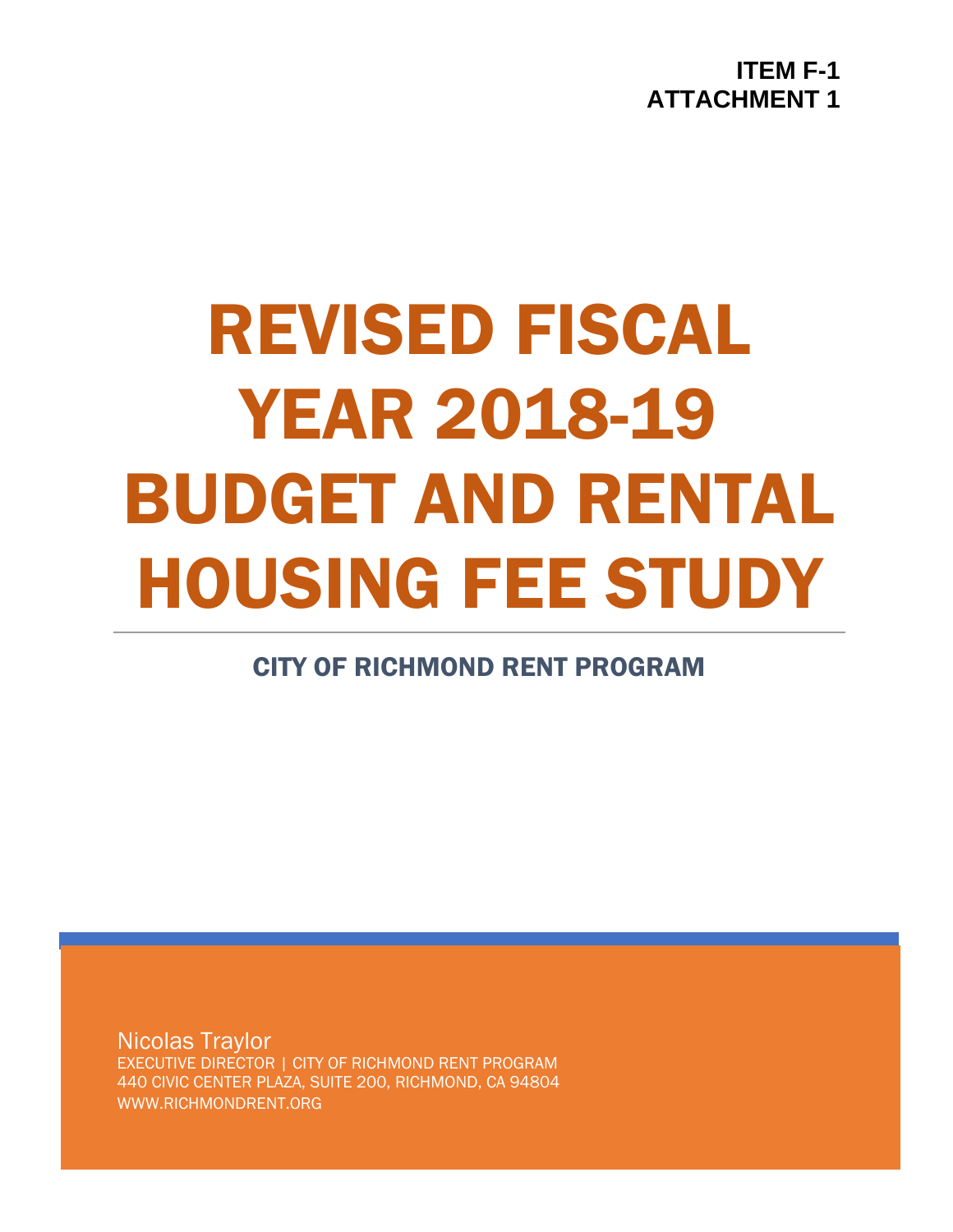**ITEM F-1**
**ATTACHMENT 1**

# REVISED FISCAL YEAR 2018-19 BUDGET AND RENTAL HOUSING FEE STUDY

## CITY OF RICHMOND RENT PROGRAM

Nicolas Traylor
EXECUTIVE DIRECTOR | CITY OF RICHMOND RENT PROGRAM
440 CIVIC CENTER PLAZA, SUITE 200, RICHMOND, CA 94804
WWW.RICHMONDRENT.ORG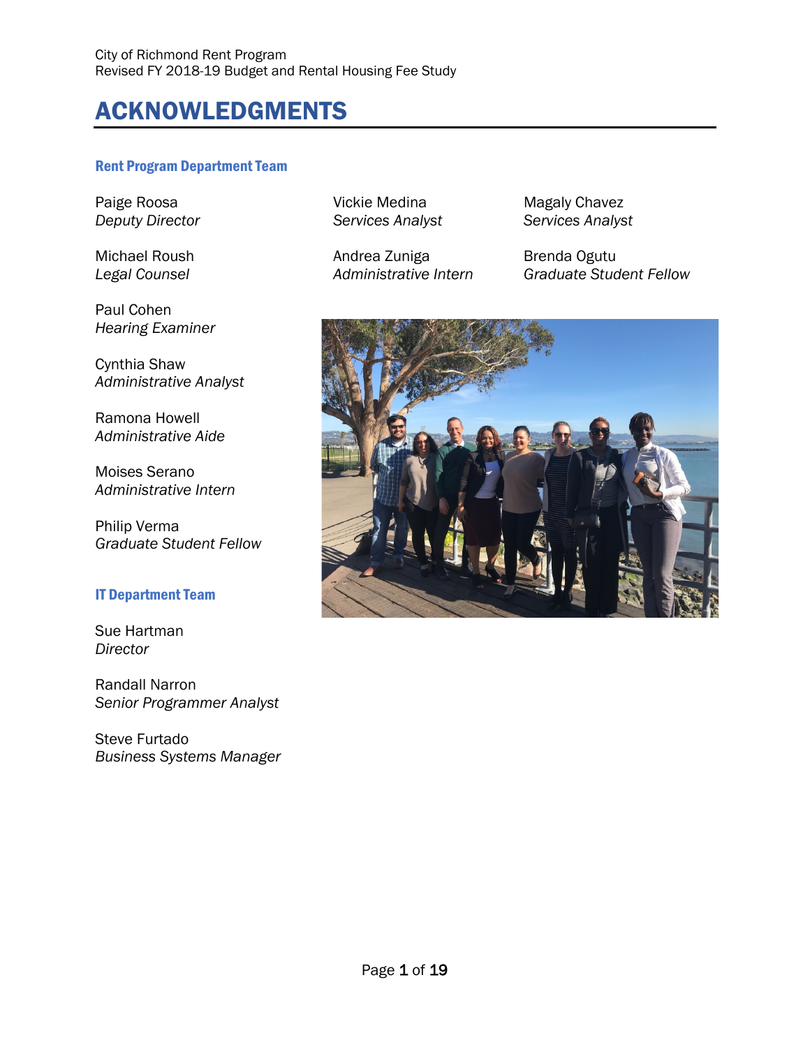# ACKNOWLEDGMENTS

### Rent Program Department Team

Paige Roosa
*Deputy Director*

Michael Roush
*Legal Counsel*

Paul Cohen
*Hearing Examiner*

Cynthia Shaw
*Administrative Analyst*

Ramona Howell
*Administrative Aide*

Moises Serano
*Administrative Intern*

Philip Verma
*Graduate Student Fellow*

Vickie Medina
*Services Analyst*

Andrea Zuniga
*Administrative Intern*

Magaly Chavez
*Services Analyst*

Brenda Ogutu
*Graduate Student Fellow*

### IT Department Team

Sue Hartman
*Director*

Randall Narron
*Senior Programmer Analyst*

Steve Furtado
*Business Systems Manager*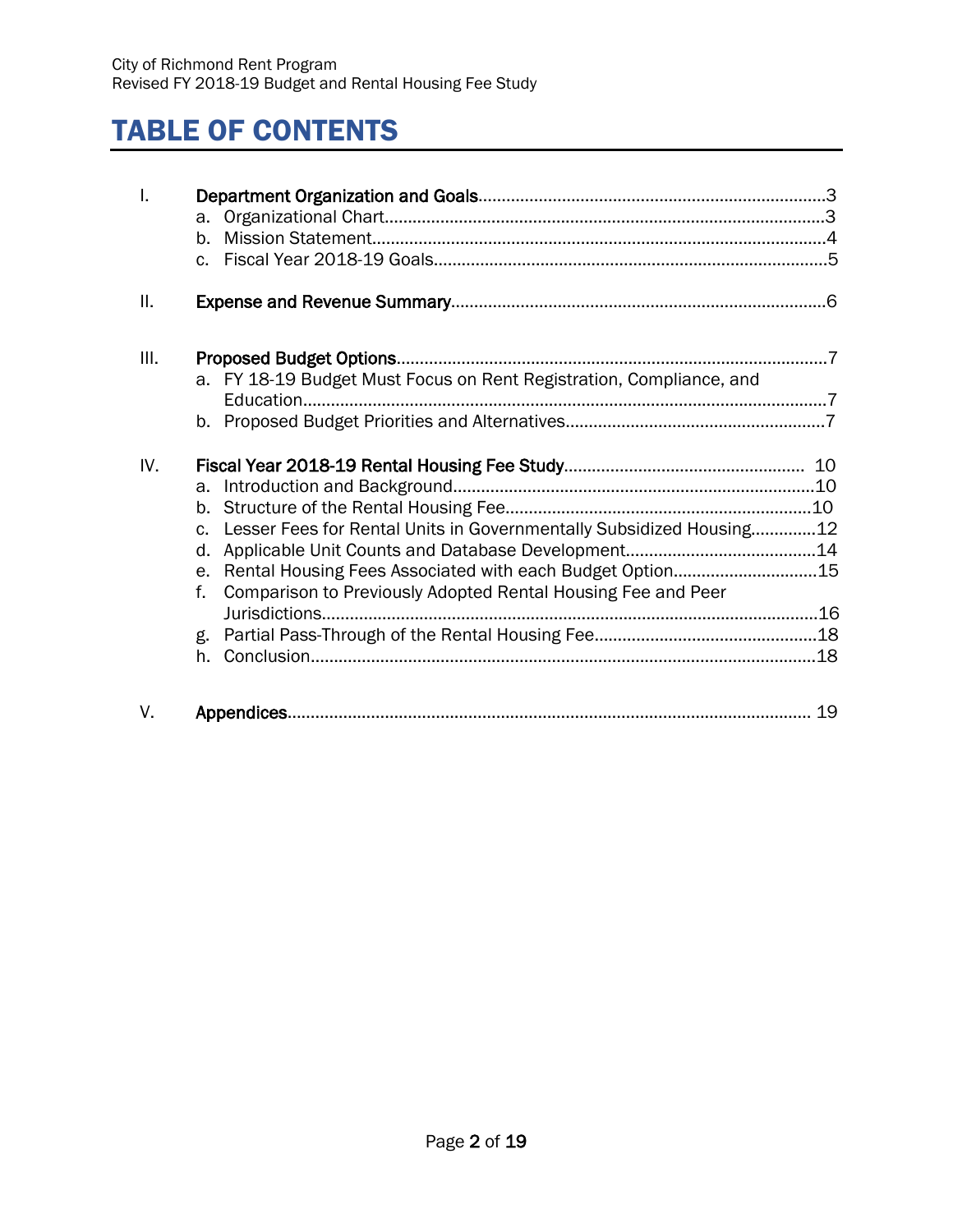# TABLE OF CONTENTS

I. **Department Organization and Goals**..........3
   a. Organizational Chart..........3
   b. Mission Statement..........4
   c. Fiscal Year 2018-19 Goals..........5

II. **Expense and Revenue Summary**..........6

III. **Proposed Budget Options**..........7
   a. FY 18-19 Budget Must Focus on Rent Registration, Compliance, and Education..........7
   b. Proposed Budget Priorities and Alternatives..........7

IV. **Fiscal Year 2018-19 Rental Housing Fee Study**..........10
   a. Introduction and Background..........10
   b. Structure of the Rental Housing Fee..........10
   c. Lesser Fees for Rental Units in Governmentally Subsidized Housing..........12
   d. Applicable Unit Counts and Database Development..........14
   e. Rental Housing Fees Associated with each Budget Option..........15
   f. Comparison to Previously Adopted Rental Housing Fee and Peer Jurisdictions..........16
   g. Partial Pass-Through of the Rental Housing Fee..........18
   h. Conclusion..........18

V. **Appendices**..........19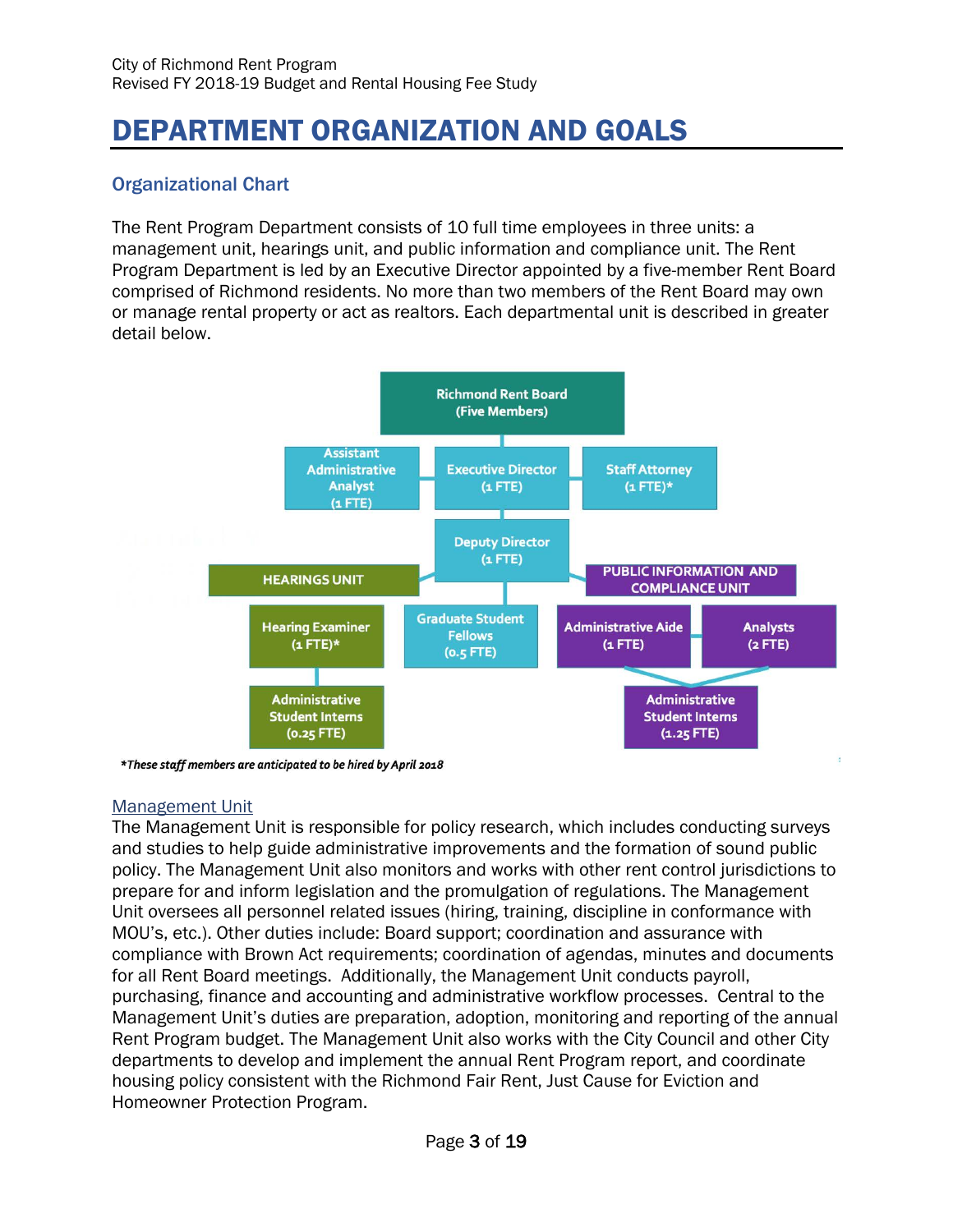# DEPARTMENT ORGANIZATION AND GOALS

## Organizational Chart

The Rent Program Department consists of 10 full time employees in three units: a management unit, hearings unit, and public information and compliance unit. The Rent Program Department is led by an Executive Director appointed by a five-member Rent Board comprised of Richmond residents. No more than two members of the Rent Board may own or manage rental property or act as realtors. Each departmental unit is described in greater detail below.

Richmond Rent Board (Five Members)

Assistant Administrative Analyst (1 FTE)

Executive Director (1 FTE)

Staff Attorney (1 FTE)*

Deputy Director (1 FTE)

HEARINGS UNIT

- Hearing Examiner (1 FTE)*
- Administrative Student Interns (0.25 FTE)

Graduate Student Fellows (0.5 FTE)

PUBLIC INFORMATION AND COMPLIANCE UNIT

- Administrative Aide (1 FTE)
- Analysts (2 FTE)
- Administrative Student Interns (1.25 FTE)

****These staff members are anticipated to be hired by April 2018***

### Management Unit

The Management Unit is responsible for policy research, which includes conducting surveys and studies to help guide administrative improvements and the formation of sound public policy. The Management Unit also monitors and works with other rent control jurisdictions to prepare for and inform legislation and the promulgation of regulations. The Management Unit oversees all personnel related issues (hiring, training, discipline in conformance with MOU's, etc.). Other duties include: Board support; coordination and assurance with compliance with Brown Act requirements; coordination of agendas, minutes and documents for all Rent Board meetings. Additionally, the Management Unit conducts payroll, purchasing, finance and accounting and administrative workflow processes. Central to the Management Unit's duties are preparation, adoption, monitoring and reporting of the annual Rent Program budget. The Management Unit also works with the City Council and other City departments to develop and implement the annual Rent Program report, and coordinate housing policy consistent with the Richmond Fair Rent, Just Cause for Eviction and Homeowner Protection Program.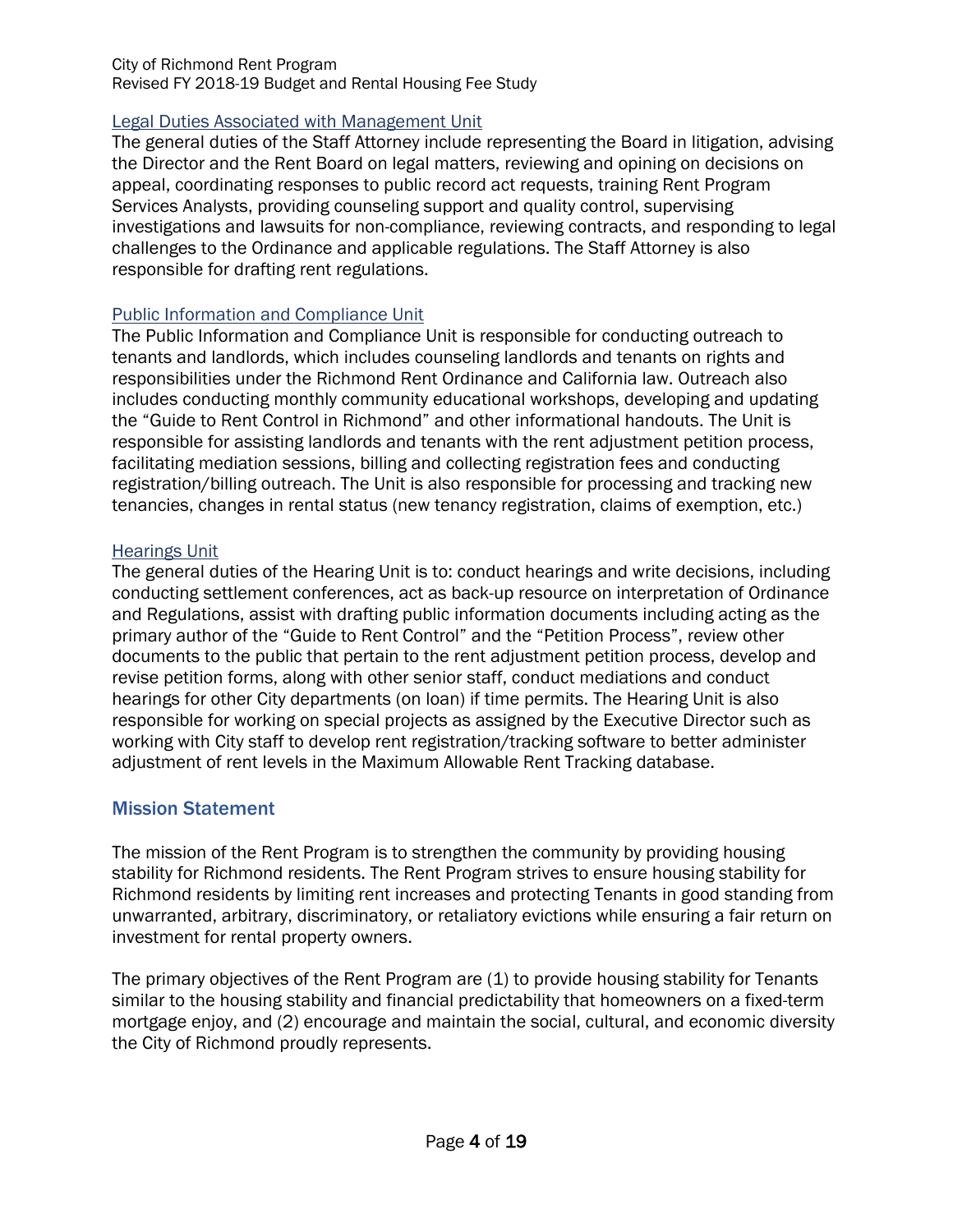### Legal Duties Associated with Management Unit

The general duties of the Staff Attorney include representing the Board in litigation, advising the Director and the Rent Board on legal matters, reviewing and opining on decisions on appeal, coordinating responses to public record act requests, training Rent Program Services Analysts, providing counseling support and quality control, supervising investigations and lawsuits for non-compliance, reviewing contracts, and responding to legal challenges to the Ordinance and applicable regulations. The Staff Attorney is also responsible for drafting rent regulations.

### Public Information and Compliance Unit

The Public Information and Compliance Unit is responsible for conducting outreach to tenants and landlords, which includes counseling landlords and tenants on rights and responsibilities under the Richmond Rent Ordinance and California law. Outreach also includes conducting monthly community educational workshops, developing and updating the "Guide to Rent Control in Richmond" and other informational handouts. The Unit is responsible for assisting landlords and tenants with the rent adjustment petition process, facilitating mediation sessions, billing and collecting registration fees and conducting registration/billing outreach. The Unit is also responsible for processing and tracking new tenancies, changes in rental status (new tenancy registration, claims of exemption, etc.)

### Hearings Unit

The general duties of the Hearing Unit is to: conduct hearings and write decisions, including conducting settlement conferences, act as back-up resource on interpretation of Ordinance and Regulations, assist with drafting public information documents including acting as the primary author of the "Guide to Rent Control" and the "Petition Process", review other documents to the public that pertain to the rent adjustment petition process, develop and revise petition forms, along with other senior staff, conduct mediations and conduct hearings for other City departments (on loan) if time permits. The Hearing Unit is also responsible for working on special projects as assigned by the Executive Director such as working with City staff to develop rent registration/tracking software to better administer adjustment of rent levels in the Maximum Allowable Rent Tracking database.

## Mission Statement

The mission of the Rent Program is to strengthen the community by providing housing stability for Richmond residents. The Rent Program strives to ensure housing stability for Richmond residents by limiting rent increases and protecting Tenants in good standing from unwarranted, arbitrary, discriminatory, or retaliatory evictions while ensuring a fair return on investment for rental property owners.

The primary objectives of the Rent Program are (1) to provide housing stability for Tenants similar to the housing stability and financial predictability that homeowners on a fixed-term mortgage enjoy, and (2) encourage and maintain the social, cultural, and economic diversity the City of Richmond proudly represents.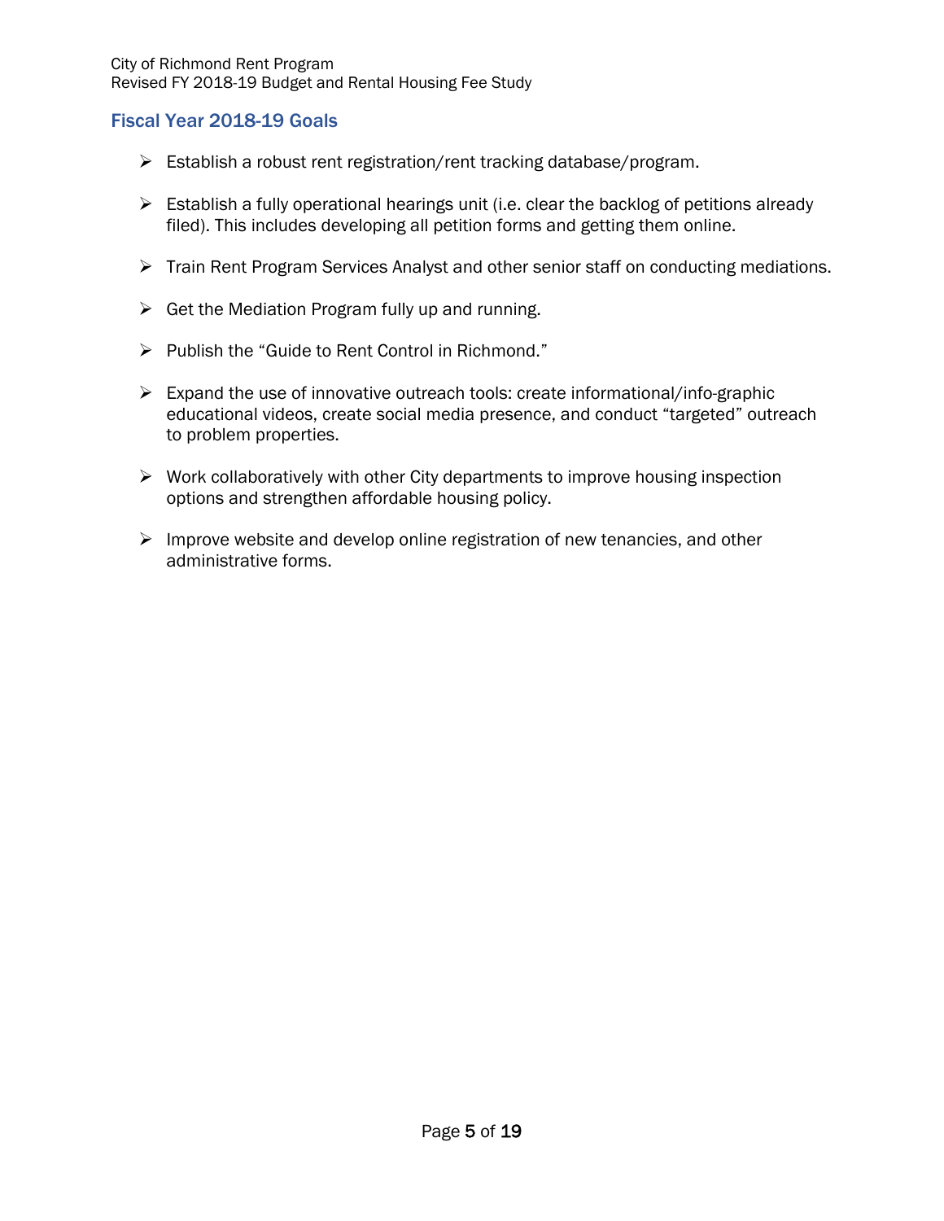## Fiscal Year 2018-19 Goals

- Establish a robust rent registration/rent tracking database/program.
- Establish a fully operational hearings unit (i.e. clear the backlog of petitions already filed). This includes developing all petition forms and getting them online.
- Train Rent Program Services Analyst and other senior staff on conducting mediations.
- Get the Mediation Program fully up and running.
- Publish the "Guide to Rent Control in Richmond."
- Expand the use of innovative outreach tools: create informational/info-graphic educational videos, create social media presence, and conduct "targeted" outreach to problem properties.
- Work collaboratively with other City departments to improve housing inspection options and strengthen affordable housing policy.
- Improve website and develop online registration of new tenancies, and other administrative forms.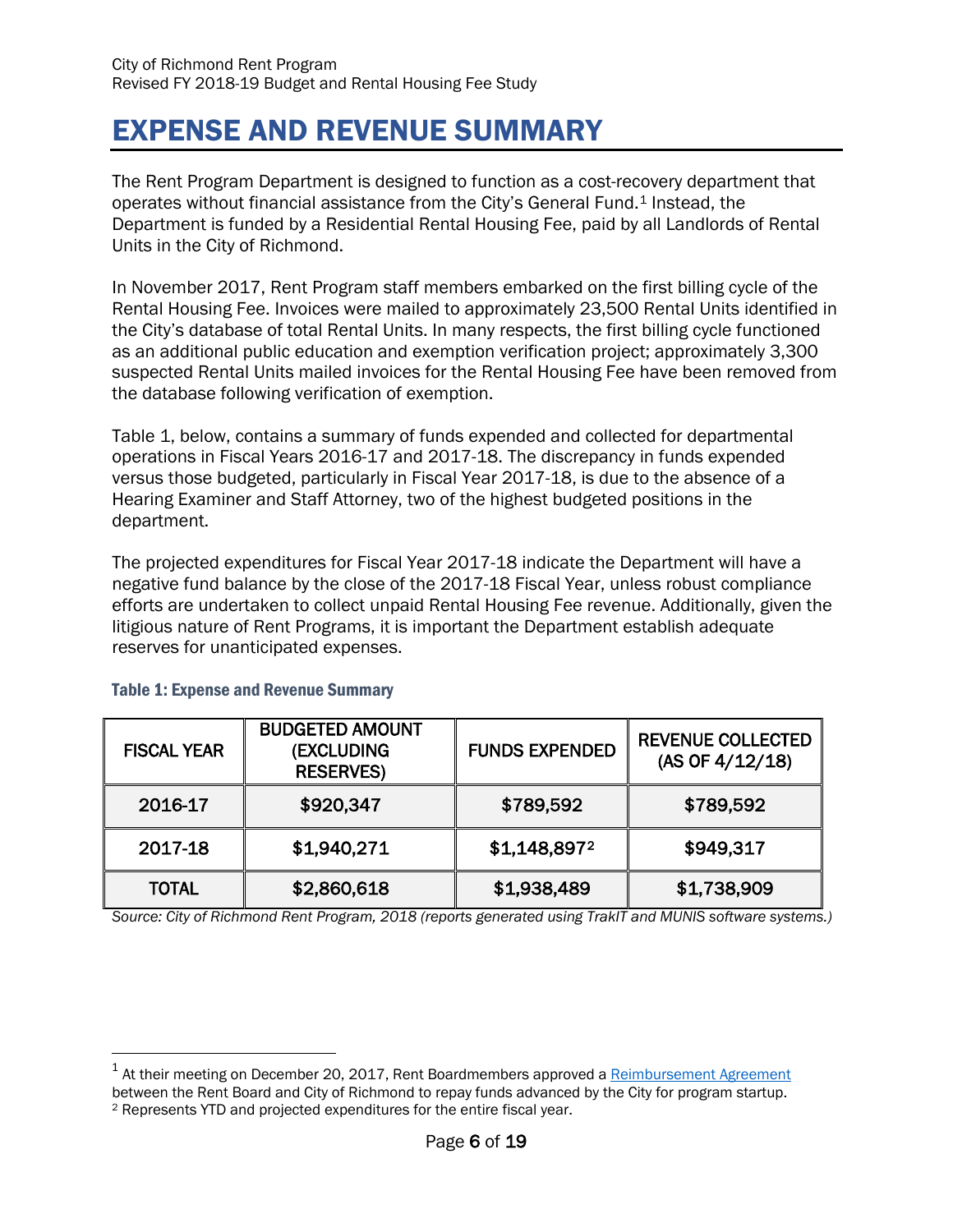# EXPENSE AND REVENUE SUMMARY

The Rent Program Department is designed to function as a cost-recovery department that operates without financial assistance from the City's General Fund.[1] Instead, the Department is funded by a Residential Rental Housing Fee, paid by all Landlords of Rental Units in the City of Richmond.

In November 2017, Rent Program staff members embarked on the first billing cycle of the Rental Housing Fee. Invoices were mailed to approximately 23,500 Rental Units identified in the City's database of total Rental Units. In many respects, the first billing cycle functioned as an additional public education and exemption verification project; approximately 3,300 suspected Rental Units mailed invoices for the Rental Housing Fee have been removed from the database following verification of exemption.

Table 1, below, contains a summary of funds expended and collected for departmental operations in Fiscal Years 2016-17 and 2017-18. The discrepancy in funds expended versus those budgeted, particularly in Fiscal Year 2017-18, is due to the absence of a Hearing Examiner and Staff Attorney, two of the highest budgeted positions in the department.

The projected expenditures for Fiscal Year 2017-18 indicate the Department will have a negative fund balance by the close of the 2017-18 Fiscal Year, unless robust compliance efforts are undertaken to collect unpaid Rental Housing Fee revenue. Additionally, given the litigious nature of Rent Programs, it is important the Department establish adequate reserves for unanticipated expenses.

**Table 1: Expense and Revenue Summary**

| FISCAL YEAR | BUDGETED AMOUNT (EXCLUDING RESERVES) | FUNDS EXPENDED | REVENUE COLLECTED (AS OF 4/12/18) |
|---|---|---|---|
| 2016-17 | $920,347 | $789,592 | $789,592 |
| 2017-18 | $1,940,271 | $1,148,897[2] | $949,317 |
| TOTAL | $2,860,618 | $1,938,489 | $1,738,909 |

*Source: City of Richmond Rent Program, 2018 (reports generated using TrakIT and MUNIS software systems.)*

[1] At their meeting on December 20, 2017, Rent Boardmembers approved a Reimbursement Agreement between the Rent Board and City of Richmond to repay funds advanced by the City for program startup.

[2] Represents YTD and projected expenditures for the entire fiscal year.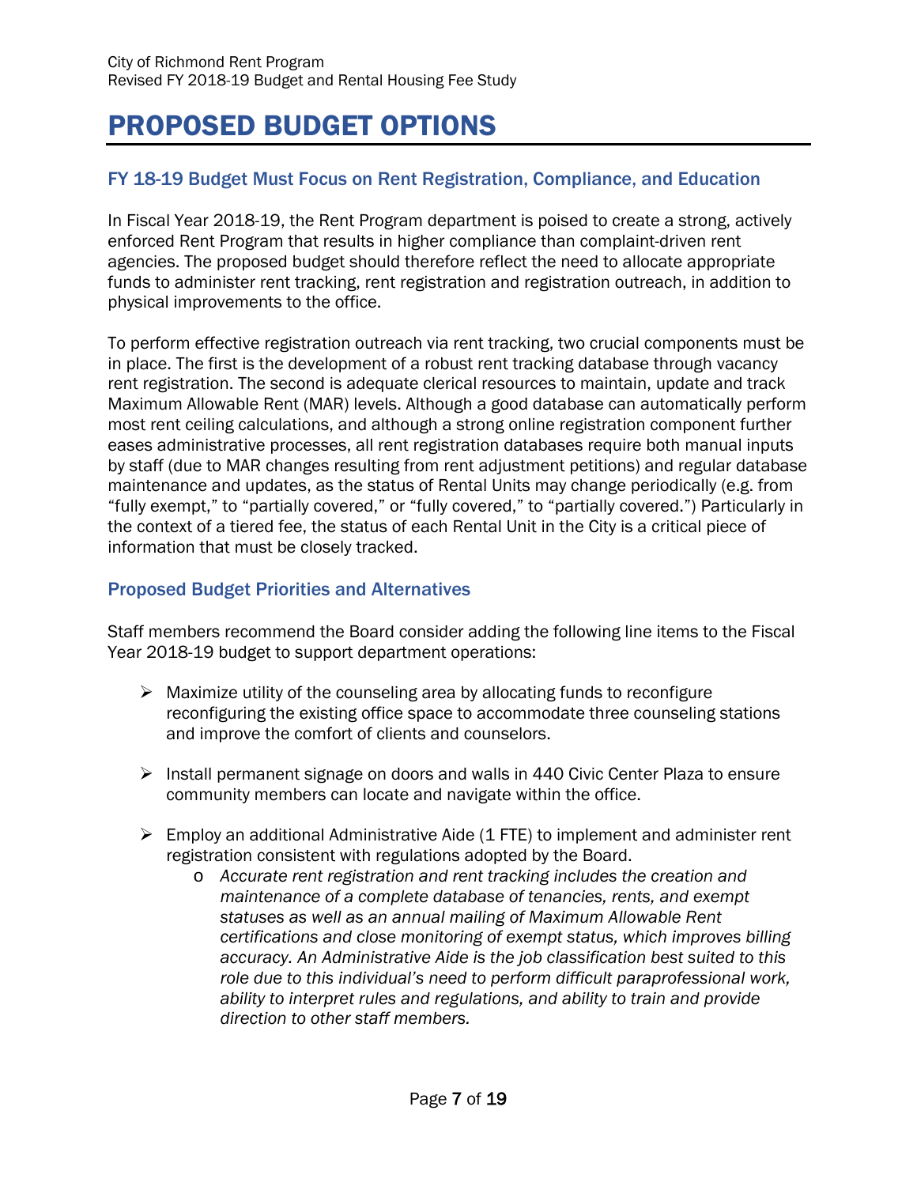# PROPOSED BUDGET OPTIONS

## FY 18-19 Budget Must Focus on Rent Registration, Compliance, and Education

In Fiscal Year 2018-19, the Rent Program department is poised to create a strong, actively enforced Rent Program that results in higher compliance than complaint-driven rent agencies. The proposed budget should therefore reflect the need to allocate appropriate funds to administer rent tracking, rent registration and registration outreach, in addition to physical improvements to the office.

To perform effective registration outreach via rent tracking, two crucial components must be in place. The first is the development of a robust rent tracking database through vacancy rent registration. The second is adequate clerical resources to maintain, update and track Maximum Allowable Rent (MAR) levels. Although a good database can automatically perform most rent ceiling calculations, and although a strong online registration component further eases administrative processes, all rent registration databases require both manual inputs by staff (due to MAR changes resulting from rent adjustment petitions) and regular database maintenance and updates, as the status of Rental Units may change periodically (e.g. from "fully exempt," to "partially covered," or "fully covered," to "partially covered.") Particularly in the context of a tiered fee, the status of each Rental Unit in the City is a critical piece of information that must be closely tracked.

## Proposed Budget Priorities and Alternatives

Staff members recommend the Board consider adding the following line items to the Fiscal Year 2018-19 budget to support department operations:

- Maximize utility of the counseling area by allocating funds to reconfigure reconfiguring the existing office space to accommodate three counseling stations and improve the comfort of clients and counselors.

- Install permanent signage on doors and walls in 440 Civic Center Plaza to ensure community members can locate and navigate within the office.

- Employ an additional Administrative Aide (1 FTE) to implement and administer rent registration consistent with regulations adopted by the Board.
  - *Accurate rent registration and rent tracking includes the creation and maintenance of a complete database of tenancies, rents, and exempt statuses as well as an annual mailing of Maximum Allowable Rent certifications and close monitoring of exempt status, which improves billing accuracy. An Administrative Aide is the job classification best suited to this role due to this individual's need to perform difficult paraprofessional work, ability to interpret rules and regulations, and ability to train and provide direction to other staff members.*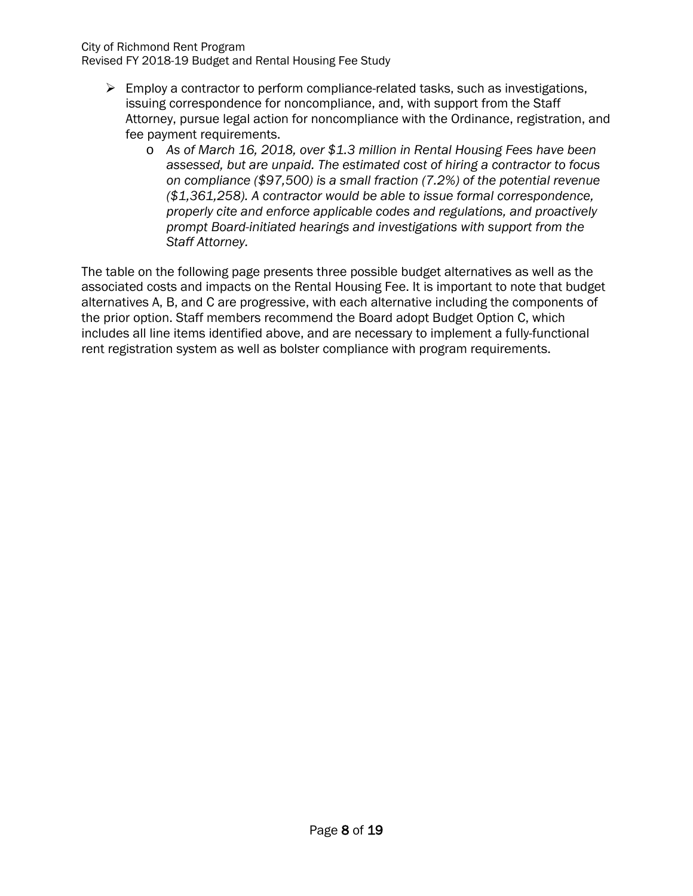- Employ a contractor to perform compliance-related tasks, such as investigations, issuing correspondence for noncompliance, and, with support from the Staff Attorney, pursue legal action for noncompliance with the Ordinance, registration, and fee payment requirements.
  - *As of March 16, 2018, over $1.3 million in Rental Housing Fees have been assessed, but are unpaid. The estimated cost of hiring a contractor to focus on compliance ($97,500) is a small fraction (7.2%) of the potential revenue ($1,361,258). A contractor would be able to issue formal correspondence, properly cite and enforce applicable codes and regulations, and proactively prompt Board-initiated hearings and investigations with support from the Staff Attorney.*

The table on the following page presents three possible budget alternatives as well as the associated costs and impacts on the Rental Housing Fee. It is important to note that budget alternatives A, B, and C are progressive, with each alternative including the components of the prior option. Staff members recommend the Board adopt Budget Option C, which includes all line items identified above, and are necessary to implement a fully-functional rent registration system as well as bolster compliance with program requirements.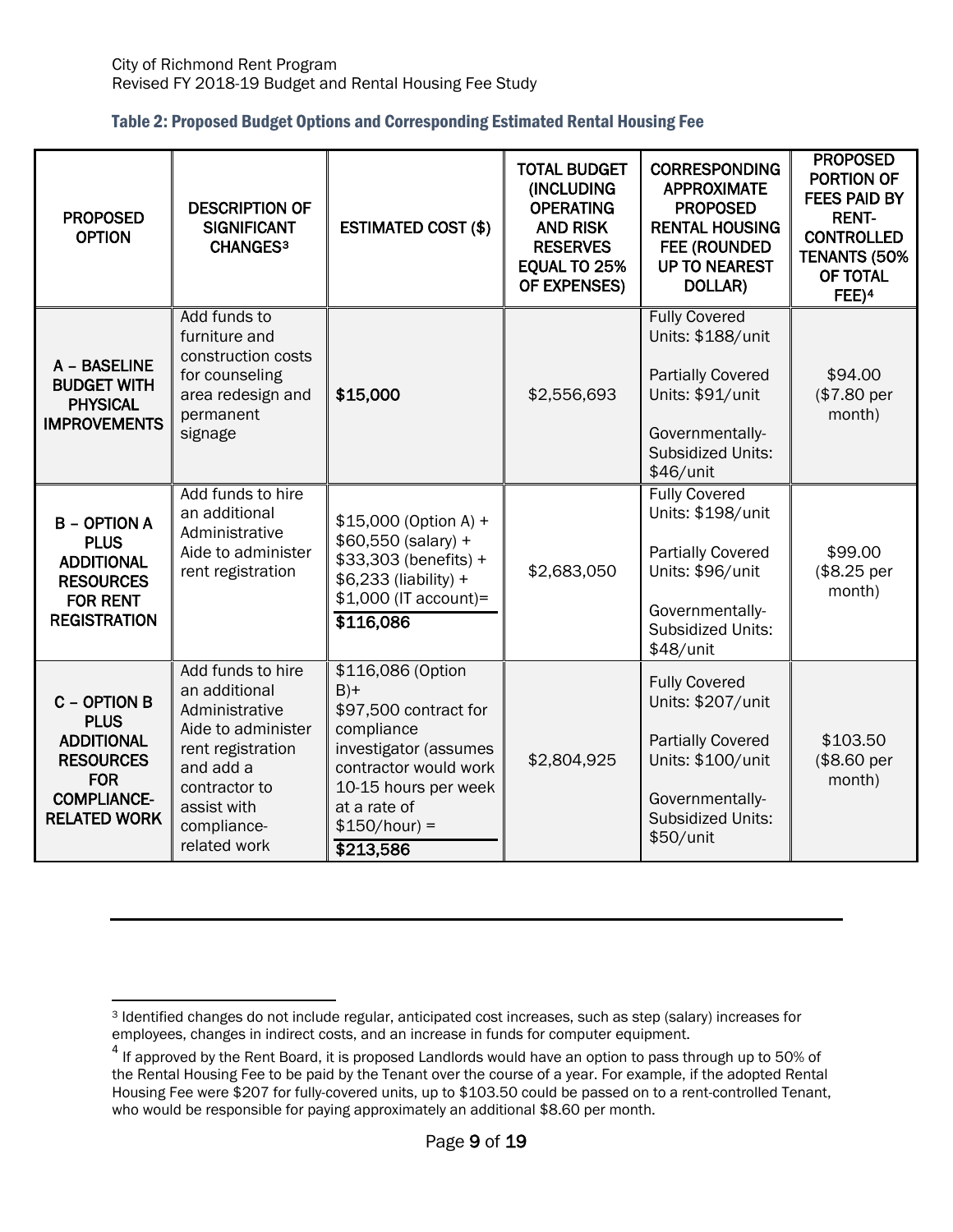### Table 2: Proposed Budget Options and Corresponding Estimated Rental Housing Fee

| PROPOSED OPTION | DESCRIPTION OF SIGNIFICANT CHANGES[3] | ESTIMATED COST ($) | TOTAL BUDGET (INCLUDING OPERATING AND RISK RESERVES EQUAL TO 25% OF EXPENSES) | CORRESPONDING APPROXIMATE PROPOSED RENTAL HOUSING FEE (ROUNDED UP TO NEAREST DOLLAR) | PROPOSED PORTION OF FEES PAID BY RENT-CONTROLLED TENANTS (50% OF TOTAL FEE)[4] |
|---|---|---|---|---|---|
| **A – BASELINE BUDGET WITH PHYSICAL IMPROVEMENTS** | Add funds to furniture and construction costs for counseling area redesign and permanent signage | **$15,000** | $2,556,693 | Fully Covered Units: $188/unit<br><br>Partially Covered Units: $91/unit<br><br>Governmentally-Subsidized Units: $46/unit | $94.00 ($7.80 per month) |
| **B – OPTION A PLUS ADDITIONAL RESOURCES FOR RENT REGISTRATION** | Add funds to hire an additional Administrative Aide to administer rent registration | $15,000 (Option A) + $60,550 (salary) + $33,303 (benefits) + $6,233 (liability) + $1,000 (IT account)= **$116,086** | $2,683,050 | Fully Covered Units: $198/unit<br><br>Partially Covered Units: $96/unit<br><br>Governmentally-Subsidized Units: $48/unit | $99.00 ($8.25 per month) |
| **C – OPTION B PLUS ADDITIONAL RESOURCES FOR COMPLIANCE-RELATED WORK** | Add funds to hire an additional Administrative Aide to administer rent registration and add a contractor to assist with compliance-related work | $116,086 (Option B)+ $97,500 contract for compliance investigator (assumes contractor would work 10-15 hours per week at a rate of $150/hour) = **$213,586** | $2,804,925 | Fully Covered Units: $207/unit<br><br>Partially Covered Units: $100/unit<br><br>Governmentally-Subsidized Units: $50/unit | $103.50 ($8.60 per month) |

---

[3] Identified changes do not include regular, anticipated cost increases, such as step (salary) increases for employees, changes in indirect costs, and an increase in funds for computer equipment.

[4] If approved by the Rent Board, it is proposed Landlords would have an option to pass through up to 50% of the Rental Housing Fee to be paid by the Tenant over the course of a year. For example, if the adopted Rental Housing Fee were $207 for fully-covered units, up to $103.50 could be passed on to a rent-controlled Tenant, who would be responsible for paying approximately an additional $8.60 per month.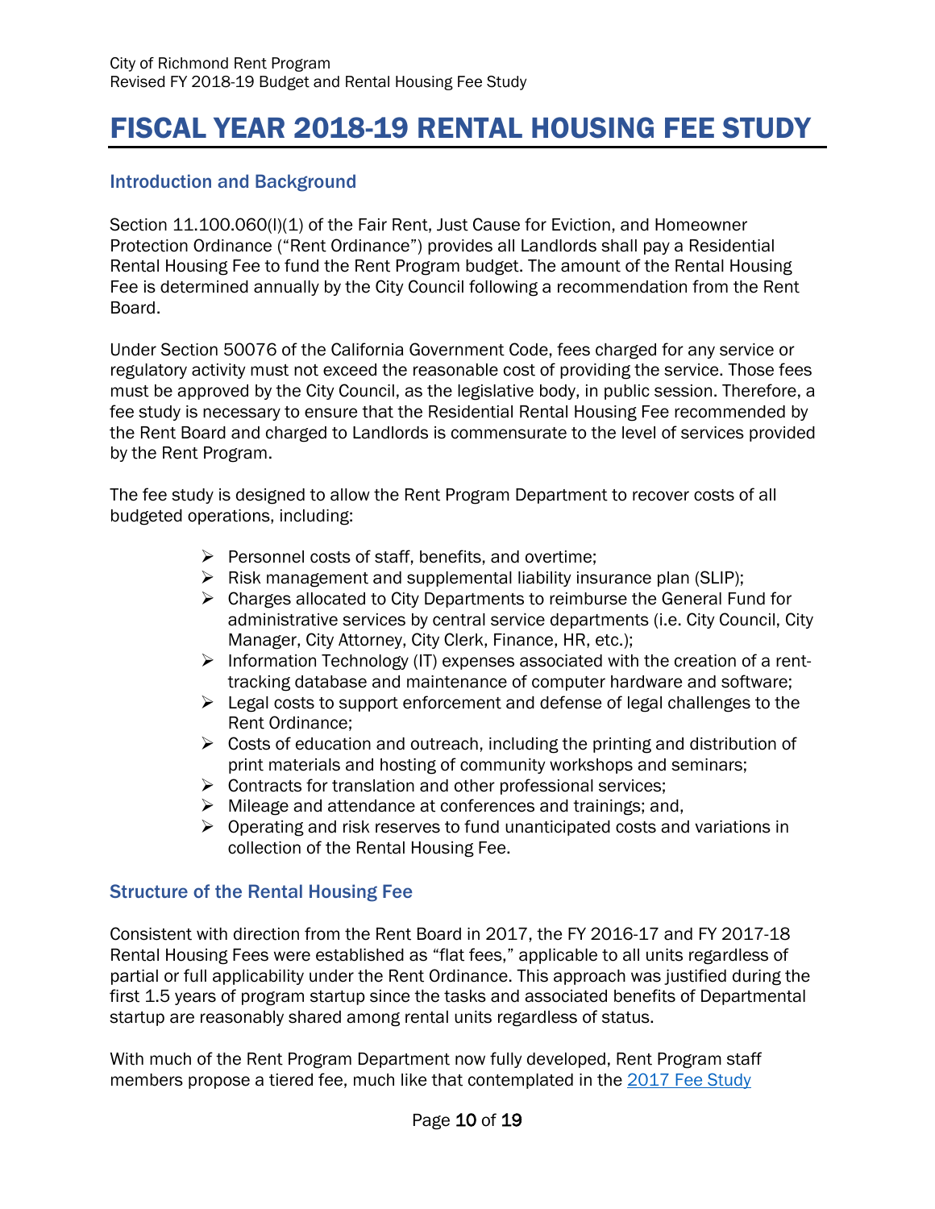# FISCAL YEAR 2018-19 RENTAL HOUSING FEE STUDY

## Introduction and Background

Section 11.100.060(l)(1) of the Fair Rent, Just Cause for Eviction, and Homeowner Protection Ordinance ("Rent Ordinance") provides all Landlords shall pay a Residential Rental Housing Fee to fund the Rent Program budget. The amount of the Rental Housing Fee is determined annually by the City Council following a recommendation from the Rent Board.

Under Section 50076 of the California Government Code, fees charged for any service or regulatory activity must not exceed the reasonable cost of providing the service. Those fees must be approved by the City Council, as the legislative body, in public session. Therefore, a fee study is necessary to ensure that the Residential Rental Housing Fee recommended by the Rent Board and charged to Landlords is commensurate to the level of services provided by the Rent Program.

The fee study is designed to allow the Rent Program Department to recover costs of all budgeted operations, including:

- Personnel costs of staff, benefits, and overtime;
- Risk management and supplemental liability insurance plan (SLIP);
- Charges allocated to City Departments to reimburse the General Fund for administrative services by central service departments (i.e. City Council, City Manager, City Attorney, City Clerk, Finance, HR, etc.);
- Information Technology (IT) expenses associated with the creation of a rent-tracking database and maintenance of computer hardware and software;
- Legal costs to support enforcement and defense of legal challenges to the Rent Ordinance;
- Costs of education and outreach, including the printing and distribution of print materials and hosting of community workshops and seminars;
- Contracts for translation and other professional services;
- Mileage and attendance at conferences and trainings; and,
- Operating and risk reserves to fund unanticipated costs and variations in collection of the Rental Housing Fee.

## Structure of the Rental Housing Fee

Consistent with direction from the Rent Board in 2017, the FY 2016-17 and FY 2017-18 Rental Housing Fees were established as "flat fees," applicable to all units regardless of partial or full applicability under the Rent Ordinance. This approach was justified during the first 1.5 years of program startup since the tasks and associated benefits of Departmental startup are reasonably shared among rental units regardless of status.

With much of the Rent Program Department now fully developed, Rent Program staff members propose a tiered fee, much like that contemplated in the 2017 Fee Study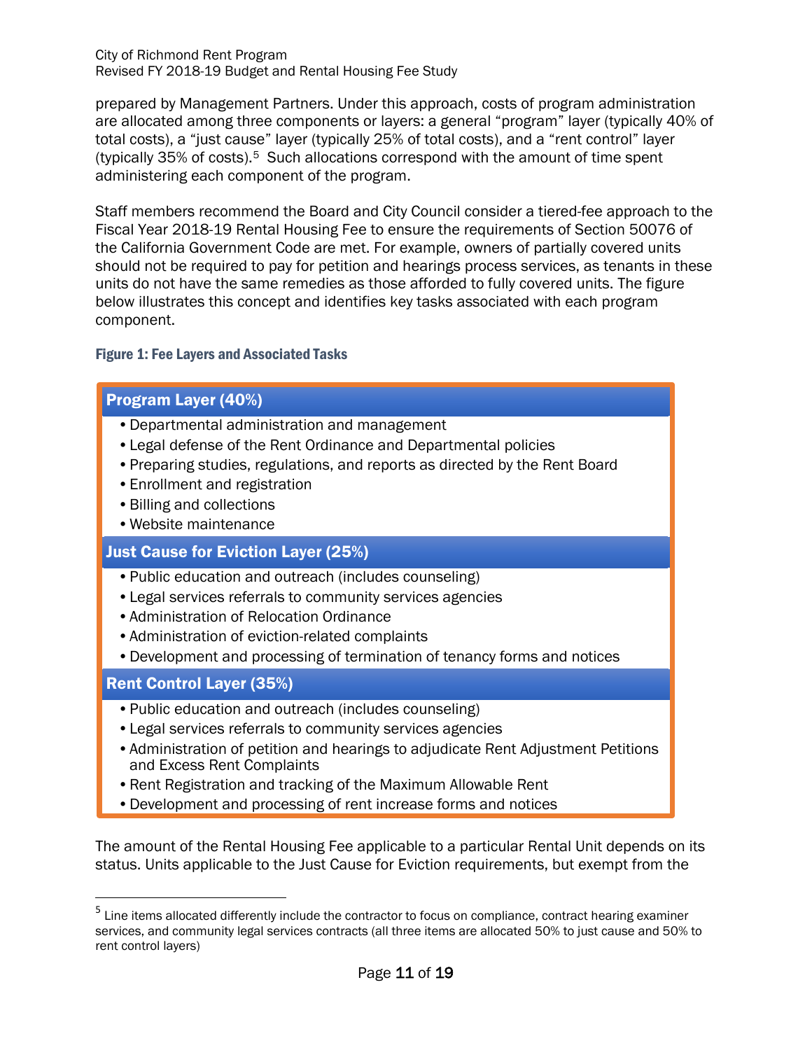prepared by Management Partners. Under this approach, costs of program administration are allocated among three components or layers: a general “program” layer (typically 40% of total costs), a “just cause” layer (typically 25% of total costs), and a “rent control” layer (typically 35% of costs).[5] Such allocations correspond with the amount of time spent administering each component of the program.

Staff members recommend the Board and City Council consider a tiered-fee approach to the Fiscal Year 2018-19 Rental Housing Fee to ensure the requirements of Section 50076 of the California Government Code are met. For example, owners of partially covered units should not be required to pay for petition and hearings process services, as tenants in these units do not have the same remedies as those afforded to fully covered units. The figure below illustrates this concept and identifies key tasks associated with each program component.

#### Figure 1: Fee Layers and Associated Tasks

**Program Layer (40%)**

- Departmental administration and management
- Legal defense of the Rent Ordinance and Departmental policies
- Preparing studies, regulations, and reports as directed by the Rent Board
- Enrollment and registration
- Billing and collections
- Website maintenance

**Just Cause for Eviction Layer (25%)**

- Public education and outreach (includes counseling)
- Legal services referrals to community services agencies
- Administration of Relocation Ordinance
- Administration of eviction-related complaints
- Development and processing of termination of tenancy forms and notices

**Rent Control Layer (35%)**

- Public education and outreach (includes counseling)
- Legal services referrals to community services agencies
- Administration of petition and hearings to adjudicate Rent Adjustment Petitions and Excess Rent Complaints
- Rent Registration and tracking of the Maximum Allowable Rent
- Development and processing of rent increase forms and notices

The amount of the Rental Housing Fee applicable to a particular Rental Unit depends on its status. Units applicable to the Just Cause for Eviction requirements, but exempt from the

---

[5] Line items allocated differently include the contractor to focus on compliance, contract hearing examiner services, and community legal services contracts (all three items are allocated 50% to just cause and 50% to rent control layers)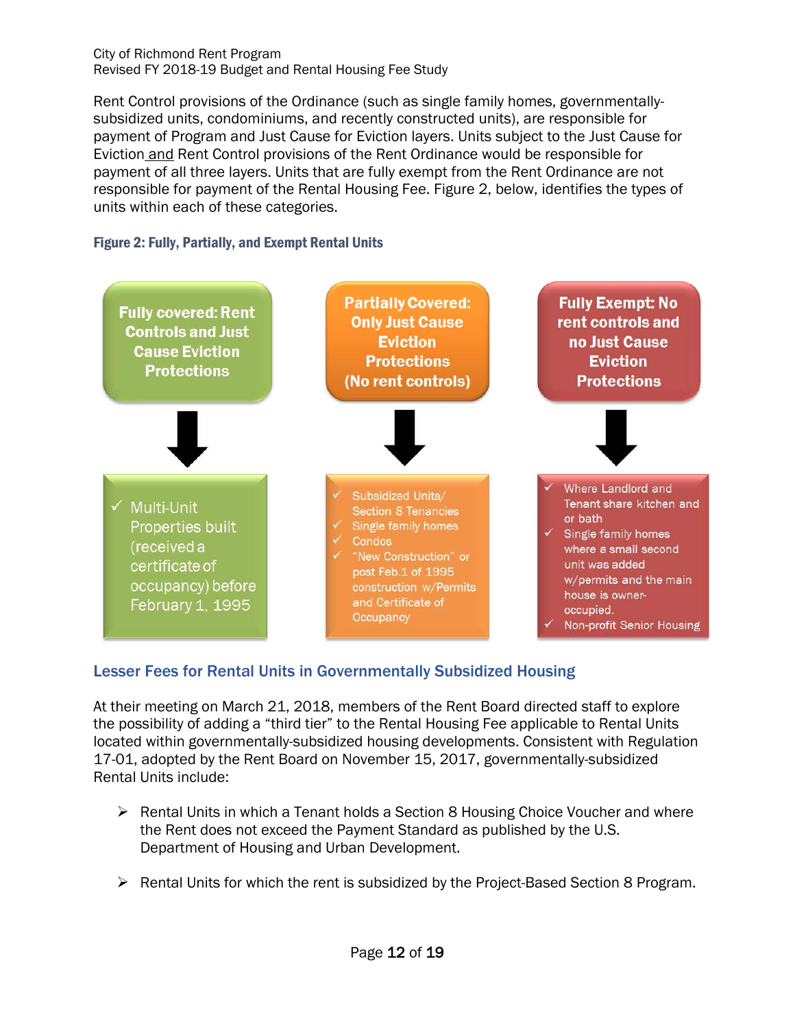Rent Control provisions of the Ordinance (such as single family homes, governmentally-subsidized units, condominiums, and recently constructed units), are responsible for payment of Program and Just Cause for Eviction layers. Units subject to the Just Cause for Eviction and Rent Control provisions of the Rent Ordinance would be responsible for payment of all three layers. Units that are fully exempt from the Rent Ordinance are not responsible for payment of the Rental Housing Fee. Figure 2, below, identifies the types of units within each of these categories.

**Figure 2: Fully, Partially, and Exempt Rental Units**

| Fully covered: Rent Controls and Just Cause Eviction Protections | Partially Covered: Only Just Cause Eviction Protections (No rent controls) | Fully Exempt: No rent controls and no Just Cause Eviction Protections |
| --- | --- | --- |
| ✓ Multi-Unit Properties built (received a certificate of occupancy) before February 1, 1995 | ✓ Subsidized Units/ Section 8 Tenancies<br>✓ Single family homes<br>✓ Condos<br>✓ "New Construction" or post Feb.1 of 1995 construction w/Permits and Certificate of Occupancy | ✓ Where Landlord and Tenant share kitchen and or bath<br>✓ Single family homes where a small second unit was added w/permits and the main house is owner-occupied.<br>✓ Non-profit Senior Housing |

## Lesser Fees for Rental Units in Governmentally Subsidized Housing

At their meeting on March 21, 2018, members of the Rent Board directed staff to explore the possibility of adding a "third tier" to the Rental Housing Fee applicable to Rental Units located within governmentally-subsidized housing developments. Consistent with Regulation 17-01, adopted by the Rent Board on November 15, 2017, governmentally-subsidized Rental Units include:

- Rental Units in which a Tenant holds a Section 8 Housing Choice Voucher and where the Rent does not exceed the Payment Standard as published by the U.S. Department of Housing and Urban Development.
- Rental Units for which the rent is subsidized by the Project-Based Section 8 Program.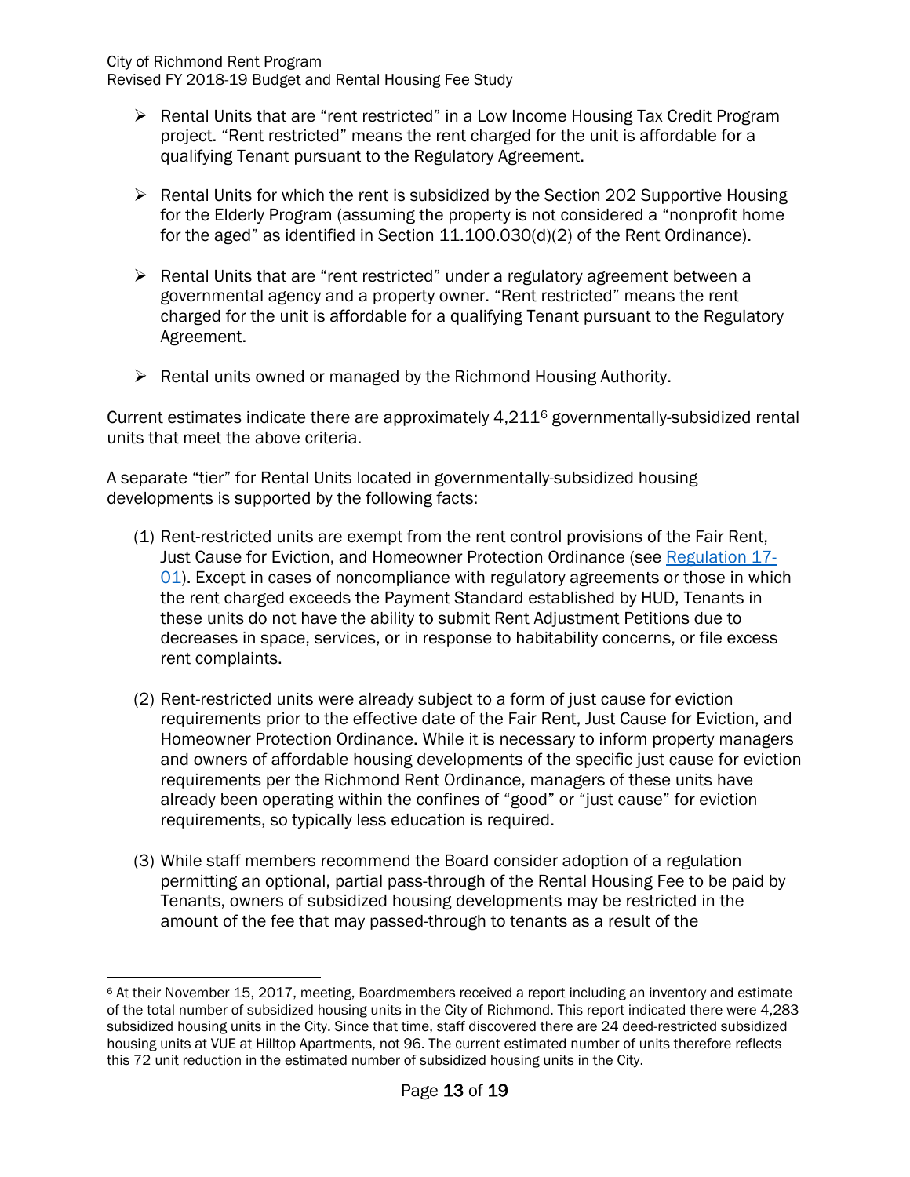- Rental Units that are "rent restricted" in a Low Income Housing Tax Credit Program project. "Rent restricted" means the rent charged for the unit is affordable for a qualifying Tenant pursuant to the Regulatory Agreement.

- Rental Units for which the rent is subsidized by the Section 202 Supportive Housing for the Elderly Program (assuming the property is not considered a "nonprofit home for the aged" as identified in Section 11.100.030(d)(2) of the Rent Ordinance).

- Rental Units that are "rent restricted" under a regulatory agreement between a governmental agency and a property owner. "Rent restricted" means the rent charged for the unit is affordable for a qualifying Tenant pursuant to the Regulatory Agreement.

- Rental units owned or managed by the Richmond Housing Authority.

Current estimates indicate there are approximately 4,211[6] governmentally-subsidized rental units that meet the above criteria.

A separate "tier" for Rental Units located in governmentally-subsidized housing developments is supported by the following facts:

(1) Rent-restricted units are exempt from the rent control provisions of the Fair Rent, Just Cause for Eviction, and Homeowner Protection Ordinance (see Regulation 17-01). Except in cases of noncompliance with regulatory agreements or those in which the rent charged exceeds the Payment Standard established by HUD, Tenants in these units do not have the ability to submit Rent Adjustment Petitions due to decreases in space, services, or in response to habitability concerns, or file excess rent complaints.

(2) Rent-restricted units were already subject to a form of just cause for eviction requirements prior to the effective date of the Fair Rent, Just Cause for Eviction, and Homeowner Protection Ordinance. While it is necessary to inform property managers and owners of affordable housing developments of the specific just cause for eviction requirements per the Richmond Rent Ordinance, managers of these units have already been operating within the confines of "good" or "just cause" for eviction requirements, so typically less education is required.

(3) While staff members recommend the Board consider adoption of a regulation permitting an optional, partial pass-through of the Rental Housing Fee to be paid by Tenants, owners of subsidized housing developments may be restricted in the amount of the fee that may passed-through to tenants as a result of the

---

[6] At their November 15, 2017, meeting, Boardmembers received a report including an inventory and estimate of the total number of subsidized housing units in the City of Richmond. This report indicated there were 4,283 subsidized housing units in the City. Since that time, staff discovered there are 24 deed-restricted subsidized housing units at VUE at Hilltop Apartments, not 96. The current estimated number of units therefore reflects this 72 unit reduction in the estimated number of subsidized housing units in the City.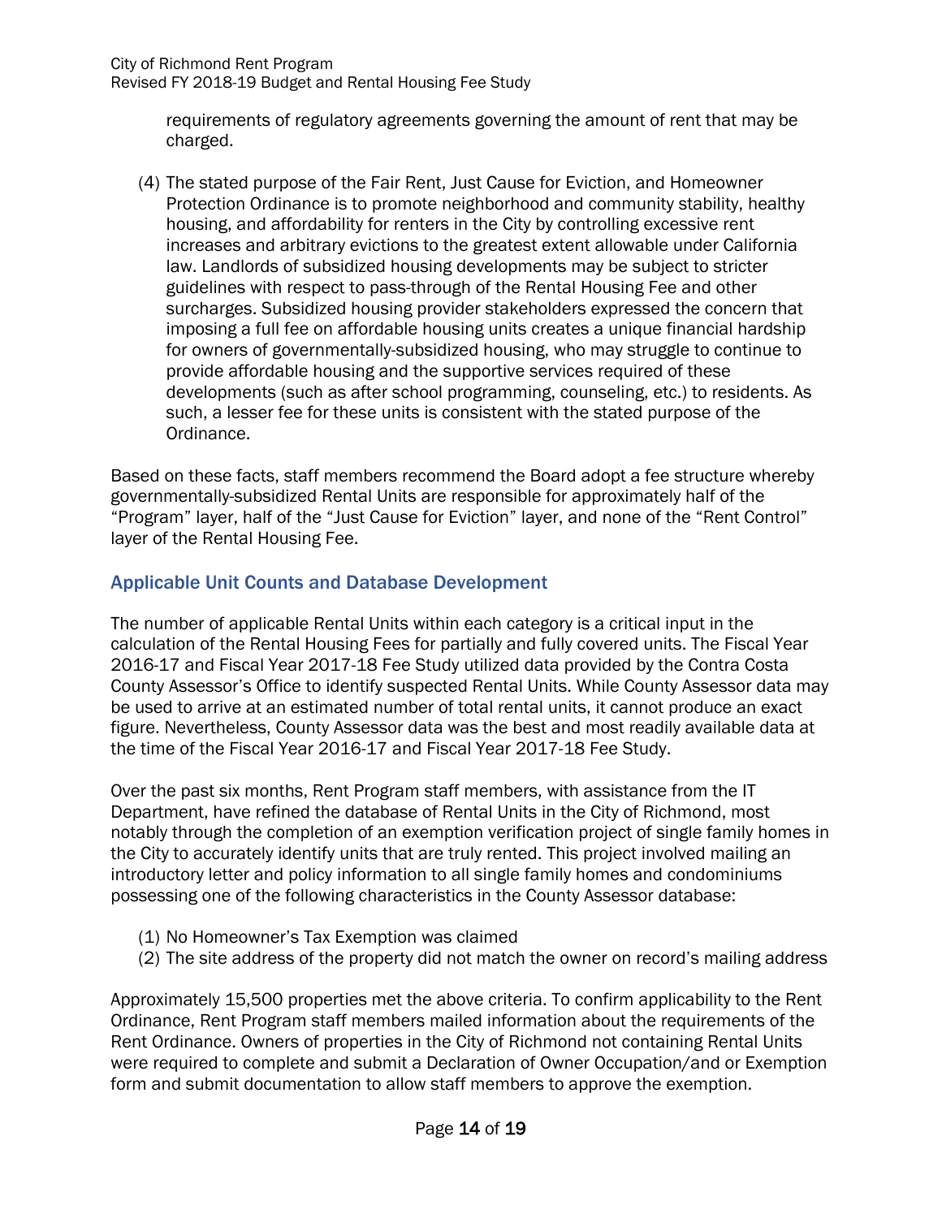requirements of regulatory agreements governing the amount of rent that may be charged.

(4) The stated purpose of the Fair Rent, Just Cause for Eviction, and Homeowner Protection Ordinance is to promote neighborhood and community stability, healthy housing, and affordability for renters in the City by controlling excessive rent increases and arbitrary evictions to the greatest extent allowable under California law. Landlords of subsidized housing developments may be subject to stricter guidelines with respect to pass-through of the Rental Housing Fee and other surcharges. Subsidized housing provider stakeholders expressed the concern that imposing a full fee on affordable housing units creates a unique financial hardship for owners of governmentally-subsidized housing, who may struggle to continue to provide affordable housing and the supportive services required of these developments (such as after school programming, counseling, etc.) to residents. As such, a lesser fee for these units is consistent with the stated purpose of the Ordinance.

Based on these facts, staff members recommend the Board adopt a fee structure whereby governmentally-subsidized Rental Units are responsible for approximately half of the "Program" layer, half of the "Just Cause for Eviction" layer, and none of the "Rent Control" layer of the Rental Housing Fee.

## Applicable Unit Counts and Database Development

The number of applicable Rental Units within each category is a critical input in the calculation of the Rental Housing Fees for partially and fully covered units. The Fiscal Year 2016-17 and Fiscal Year 2017-18 Fee Study utilized data provided by the Contra Costa County Assessor's Office to identify suspected Rental Units. While County Assessor data may be used to arrive at an estimated number of total rental units, it cannot produce an exact figure. Nevertheless, County Assessor data was the best and most readily available data at the time of the Fiscal Year 2016-17 and Fiscal Year 2017-18 Fee Study.

Over the past six months, Rent Program staff members, with assistance from the IT Department, have refined the database of Rental Units in the City of Richmond, most notably through the completion of an exemption verification project of single family homes in the City to accurately identify units that are truly rented. This project involved mailing an introductory letter and policy information to all single family homes and condominiums possessing one of the following characteristics in the County Assessor database:

(1) No Homeowner's Tax Exemption was claimed
(2) The site address of the property did not match the owner on record's mailing address

Approximately 15,500 properties met the above criteria. To confirm applicability to the Rent Ordinance, Rent Program staff members mailed information about the requirements of the Rent Ordinance. Owners of properties in the City of Richmond not containing Rental Units were required to complete and submit a Declaration of Owner Occupation/and or Exemption form and submit documentation to allow staff members to approve the exemption.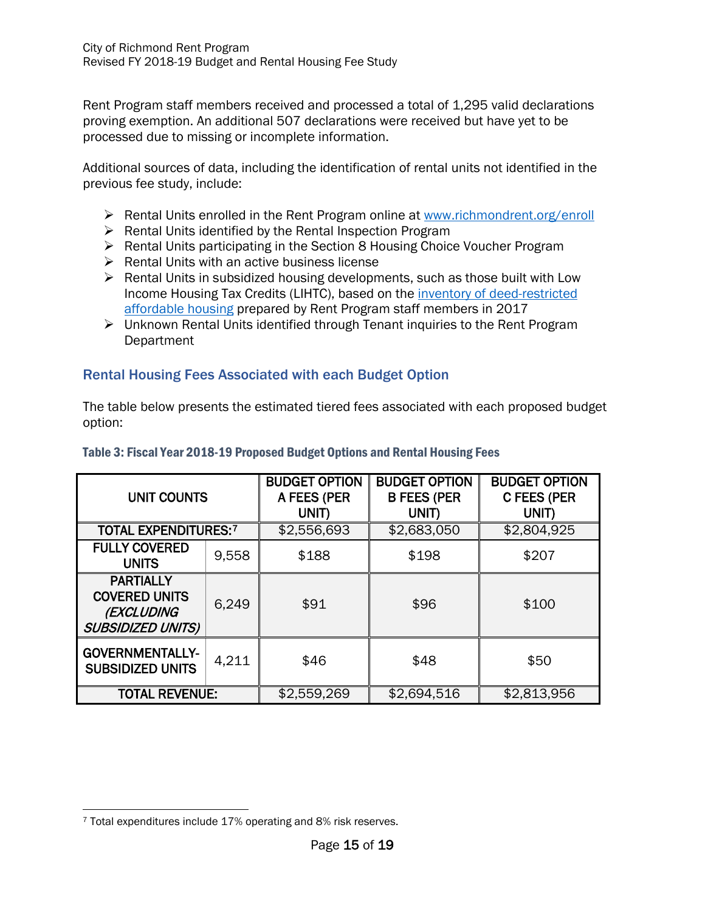Rent Program staff members received and processed a total of 1,295 valid declarations proving exemption. An additional 507 declarations were received but have yet to be processed due to missing or incomplete information.

Additional sources of data, including the identification of rental units not identified in the previous fee study, include:

- Rental Units enrolled in the Rent Program online at [www.richmondrent.org/enroll](www.richmondrent.org/enroll)
- Rental Units identified by the Rental Inspection Program
- Rental Units participating in the Section 8 Housing Choice Voucher Program
- Rental Units with an active business license
- Rental Units in subsidized housing developments, such as those built with Low Income Housing Tax Credits (LIHTC), based on the inventory of deed-restricted affordable housing prepared by Rent Program staff members in 2017
- Unknown Rental Units identified through Tenant inquiries to the Rent Program Department

## Rental Housing Fees Associated with each Budget Option

The table below presents the estimated tiered fees associated with each proposed budget option:

**Table 3: Fiscal Year 2018-19 Proposed Budget Options and Rental Housing Fees**

| UNIT COUNTS | | BUDGET OPTION A FEES (PER UNIT) | BUDGET OPTION B FEES (PER UNIT) | BUDGET OPTION C FEES (PER UNIT) |
|---|---|---|---|---|
| TOTAL EXPENDITURES:[7] | | $2,556,693 | $2,683,050 | $2,804,925 |
| FULLY COVERED UNITS | 9,558 | $188 | $198 | $207 |
| PARTIALLY COVERED UNITS *(EXCLUDING SUBSIDIZED UNITS)* | 6,249 | $91 | $96 | $100 |
| GOVERNMENTALLY-SUBSIDIZED UNITS | 4,211 | $46 | $48 | $50 |
| TOTAL REVENUE: | | $2,559,269 | $2,694,516 | $2,813,956 |

[7] Total expenditures include 17% operating and 8% risk reserves.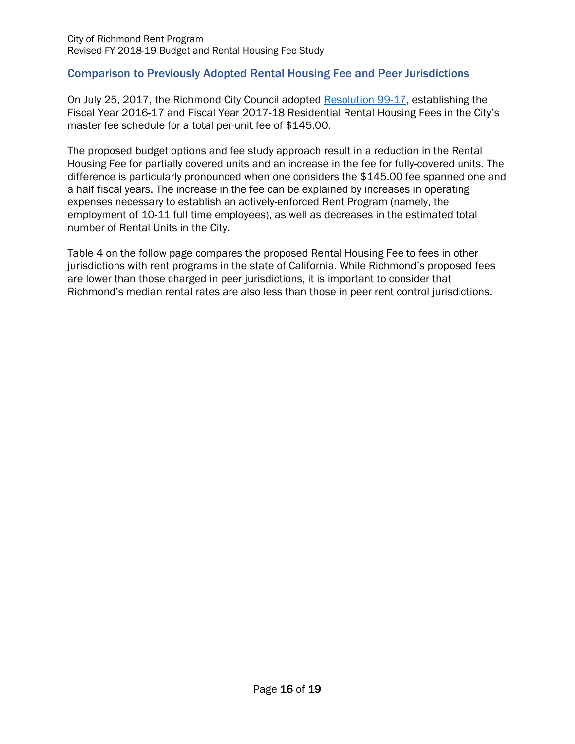## Comparison to Previously Adopted Rental Housing Fee and Peer Jurisdictions

On July 25, 2017, the Richmond City Council adopted [Resolution 99-17](), establishing the Fiscal Year 2016-17 and Fiscal Year 2017-18 Residential Rental Housing Fees in the City's master fee schedule for a total per-unit fee of $145.00.

The proposed budget options and fee study approach result in a reduction in the Rental Housing Fee for partially covered units and an increase in the fee for fully-covered units. The difference is particularly pronounced when one considers the $145.00 fee spanned one and a half fiscal years. The increase in the fee can be explained by increases in operating expenses necessary to establish an actively-enforced Rent Program (namely, the employment of 10-11 full time employees), as well as decreases in the estimated total number of Rental Units in the City.

Table 4 on the follow page compares the proposed Rental Housing Fee to fees in other jurisdictions with rent programs in the state of California. While Richmond's proposed fees are lower than those charged in peer jurisdictions, it is important to consider that Richmond's median rental rates are also less than those in peer rent control jurisdictions.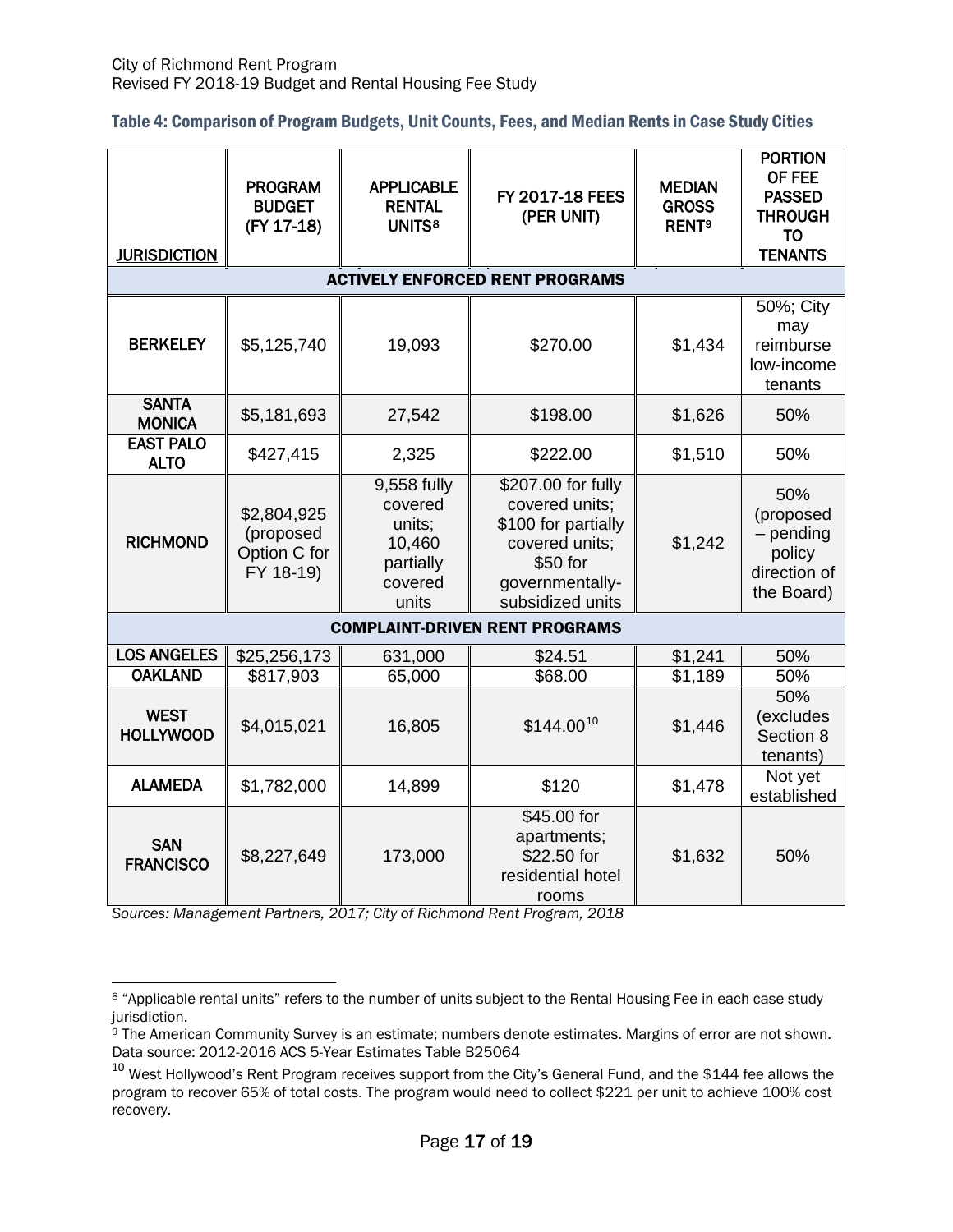### Table 4: Comparison of Program Budgets, Unit Counts, Fees, and Median Rents in Case Study Cities

| JURISDICTION | PROGRAM BUDGET (FY 17-18) | APPLICABLE RENTAL UNITS[8] | FY 2017-18 FEES (PER UNIT) | MEDIAN GROSS RENT[9] | PORTION OF FEE PASSED THROUGH TO TENANTS |
|---|---|---|---|---|---|
| **ACTIVELY ENFORCED RENT PROGRAMS** | | | | | |
| BERKELEY | $5,125,740 | 19,093 | $270.00 | $1,434 | 50%; City may reimburse low-income tenants |
| SANTA MONICA | $5,181,693 | 27,542 | $198.00 | $1,626 | 50% |
| EAST PALO ALTO | $427,415 | 2,325 | $222.00 | $1,510 | 50% |
| RICHMOND | $2,804,925 (proposed Option C for FY 18-19) | 9,558 fully covered units; 10,460 partially covered units | $207.00 for fully covered units; $100 for partially covered units; $50 for governmentally-subsidized units | $1,242 | 50% (proposed – pending policy direction of the Board) |
| **COMPLAINT-DRIVEN RENT PROGRAMS** | | | | | |
| LOS ANGELES | $25,256,173 | 631,000 | $24.51 | $1,241 | 50% |
| OAKLAND | $817,903 | 65,000 | $68.00 | $1,189 | 50% |
| WEST HOLLYWOOD | $4,015,021 | 16,805 | $144.00[10] | $1,446 | 50% (excludes Section 8 tenants) |
| ALAMEDA | $1,782,000 | 14,899 | $120 | $1,478 | Not yet established |
| SAN FRANCISCO | $8,227,649 | 173,000 | $45.00 for apartments; $22.50 for residential hotel rooms | $1,632 | 50% |

*Sources: Management Partners, 2017; City of Richmond Rent Program, 2018*

---

[8] "Applicable rental units" refers to the number of units subject to the Rental Housing Fee in each case study jurisdiction.

[9] The American Community Survey is an estimate; numbers denote estimates. Margins of error are not shown. Data source: 2012-2016 ACS 5-Year Estimates Table B25064

[10] West Hollywood's Rent Program receives support from the City's General Fund, and the $144 fee allows the program to recover 65% of total costs. The program would need to collect $221 per unit to achieve 100% cost recovery.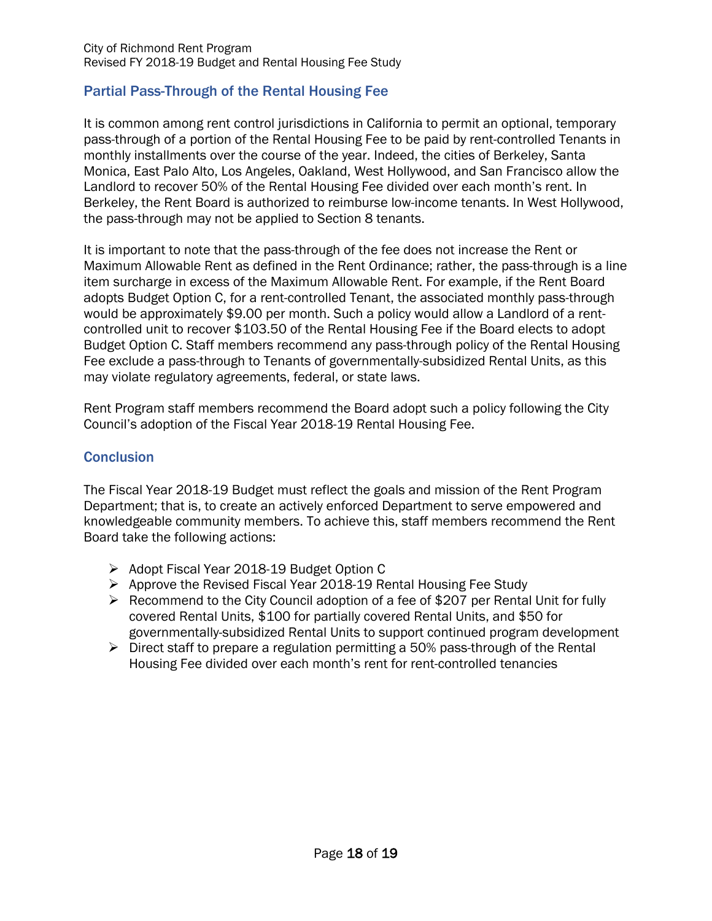## Partial Pass-Through of the Rental Housing Fee

It is common among rent control jurisdictions in California to permit an optional, temporary pass-through of a portion of the Rental Housing Fee to be paid by rent-controlled Tenants in monthly installments over the course of the year. Indeed, the cities of Berkeley, Santa Monica, East Palo Alto, Los Angeles, Oakland, West Hollywood, and San Francisco allow the Landlord to recover 50% of the Rental Housing Fee divided over each month's rent. In Berkeley, the Rent Board is authorized to reimburse low-income tenants. In West Hollywood, the pass-through may not be applied to Section 8 tenants.

It is important to note that the pass-through of the fee does not increase the Rent or Maximum Allowable Rent as defined in the Rent Ordinance; rather, the pass-through is a line item surcharge in excess of the Maximum Allowable Rent. For example, if the Rent Board adopts Budget Option C, for a rent-controlled Tenant, the associated monthly pass-through would be approximately $9.00 per month. Such a policy would allow a Landlord of a rent-controlled unit to recover $103.50 of the Rental Housing Fee if the Board elects to adopt Budget Option C. Staff members recommend any pass-through policy of the Rental Housing Fee exclude a pass-through to Tenants of governmentally-subsidized Rental Units, as this may violate regulatory agreements, federal, or state laws.

Rent Program staff members recommend the Board adopt such a policy following the City Council's adoption of the Fiscal Year 2018-19 Rental Housing Fee.

## Conclusion

The Fiscal Year 2018-19 Budget must reflect the goals and mission of the Rent Program Department; that is, to create an actively enforced Department to serve empowered and knowledgeable community members. To achieve this, staff members recommend the Rent Board take the following actions:

- Adopt Fiscal Year 2018-19 Budget Option C
- Approve the Revised Fiscal Year 2018-19 Rental Housing Fee Study
- Recommend to the City Council adoption of a fee of $207 per Rental Unit for fully covered Rental Units, $100 for partially covered Rental Units, and $50 for governmentally-subsidized Rental Units to support continued program development
- Direct staff to prepare a regulation permitting a 50% pass-through of the Rental Housing Fee divided over each month's rent for rent-controlled tenancies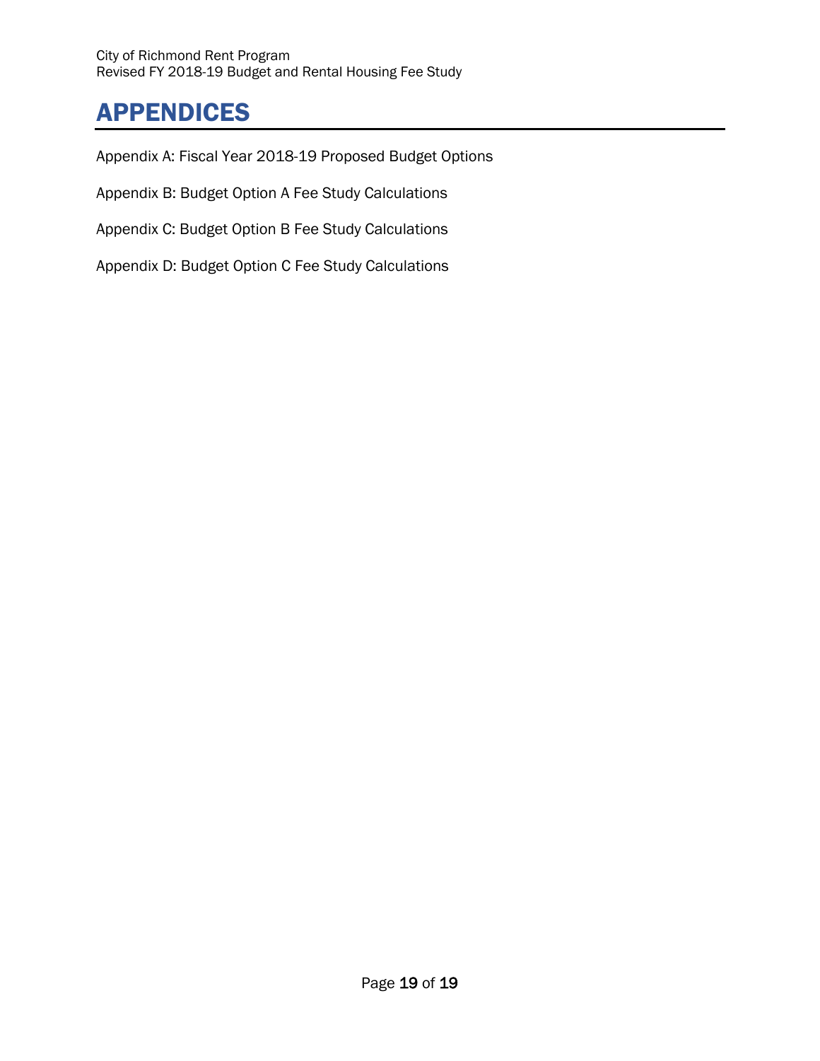# APPENDICES

Appendix A: Fiscal Year 2018-19 Proposed Budget Options

Appendix B: Budget Option A Fee Study Calculations

Appendix C: Budget Option B Fee Study Calculations

Appendix D: Budget Option C Fee Study Calculations